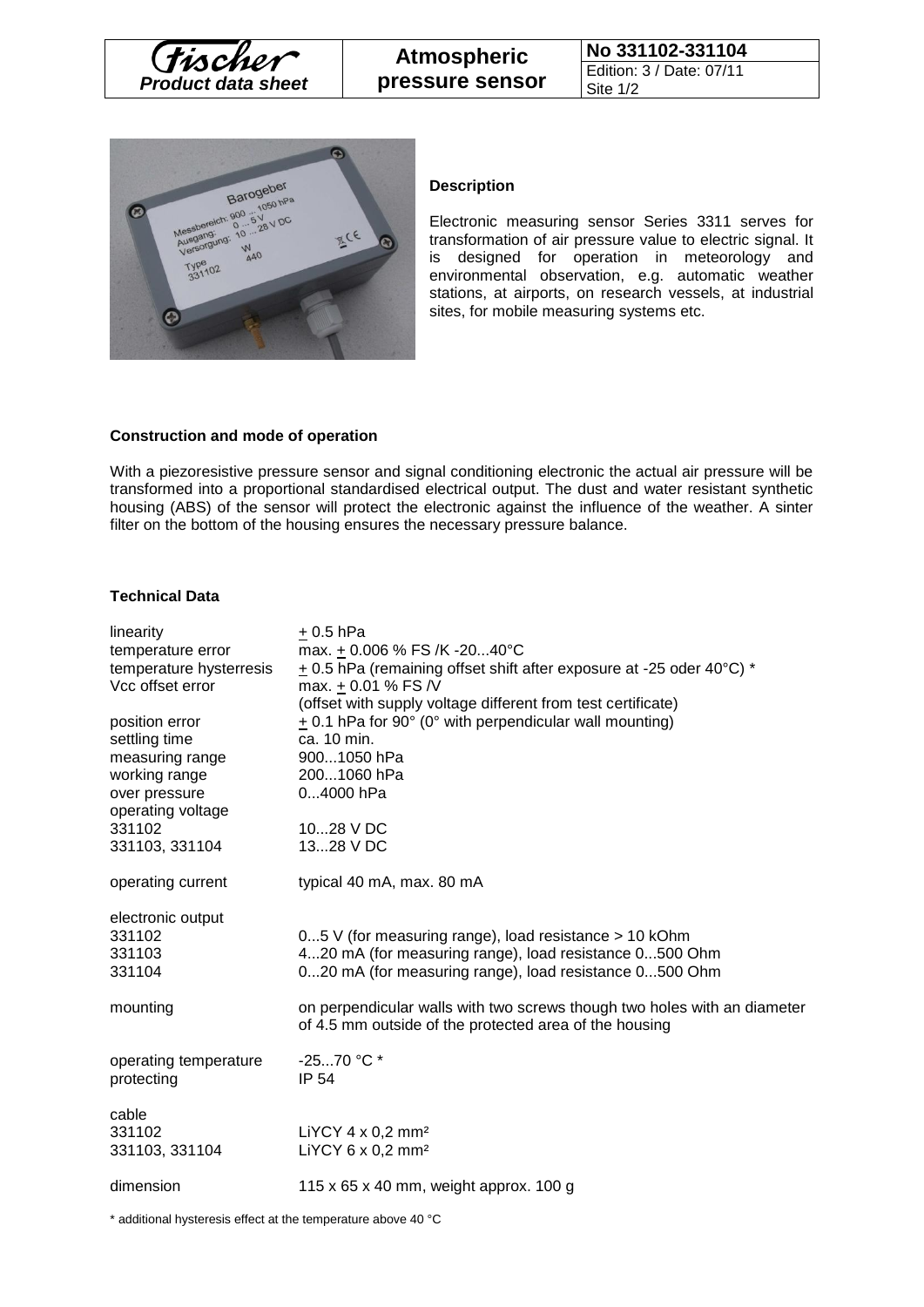**Fischer** *Product data sheet* | **Atmospheric pressure sensor** | **No 331102-331104** Edition: 3 / Date: 07/11

### Description

Electronic measuring sensor Series 3311 serves for transformation of air pressure value to electric signal. It is designed for operation in meteorology and environmental observation, e.g. automatic weather stations, at airports, on research vessels, at industrial sites, for mobile measuring systems etc.

### Construction and mode of operation

With a piezoresistive pressure sensor and signal conditioning electronic the actual air pressure will be transformed into a proportional standardised electrical output. The dust and water resistant synthetic housing (ABS) of the sensor will protect the electronic against the influence of the weather. A sinter filter on the bottom of the housing ensures the necessary pressure balance.

### Technical Data

| | |
|---|---|
| linearity | ± 0.5 hPa |
| temperature error | max. ± 0.006 % FS /K -20...40°C |
| temperature hysterresis | ± 0.5 hPa (remaining offset shift after exposure at -25 oder 40°C) * |
| Vcc offset error | max. ± 0.01 % FS /V (offset with supply voltage different from test certificate) |
| position error | ± 0.1 hPa for 90° (0° with perpendicular wall mounting) |
| settling time | ca. 10 min. |
| measuring range | 900...1050 hPa |
| working range | 200...1060 hPa |
| over pressure | 0...4000 hPa |
| operating voltage | |
| 331102 | 10...28 V DC |
| 331103, 331104 | 13...28 V DC |
| operating current | typical 40 mA, max. 80 mA |
| electronic output | |
| 331102 | 0...5 V (for measuring range), load resistance > 10 kOhm |
| 331103 | 4...20 mA (for measuring range), load resistance 0...500 Ohm |
| 331104 | 0...20 mA (for measuring range), load resistance 0...500 Ohm |
| mounting | on perpendicular walls with two screws though two holes with an diameter of 4.5 mm outside of the protected area of the housing |
| operating temperature | -25...70 °C * |
| protecting | IP 54 |
| cable | |
| 331102 | LiYCY 4 x 0,2 mm² |
| 331103, 331104 | LiYCY 6 x 0,2 mm² |
| dimension | 115 x 65 x 40 mm, weight approx. 100 g |

\* additional hysteresis effect at the temperature above 40 °C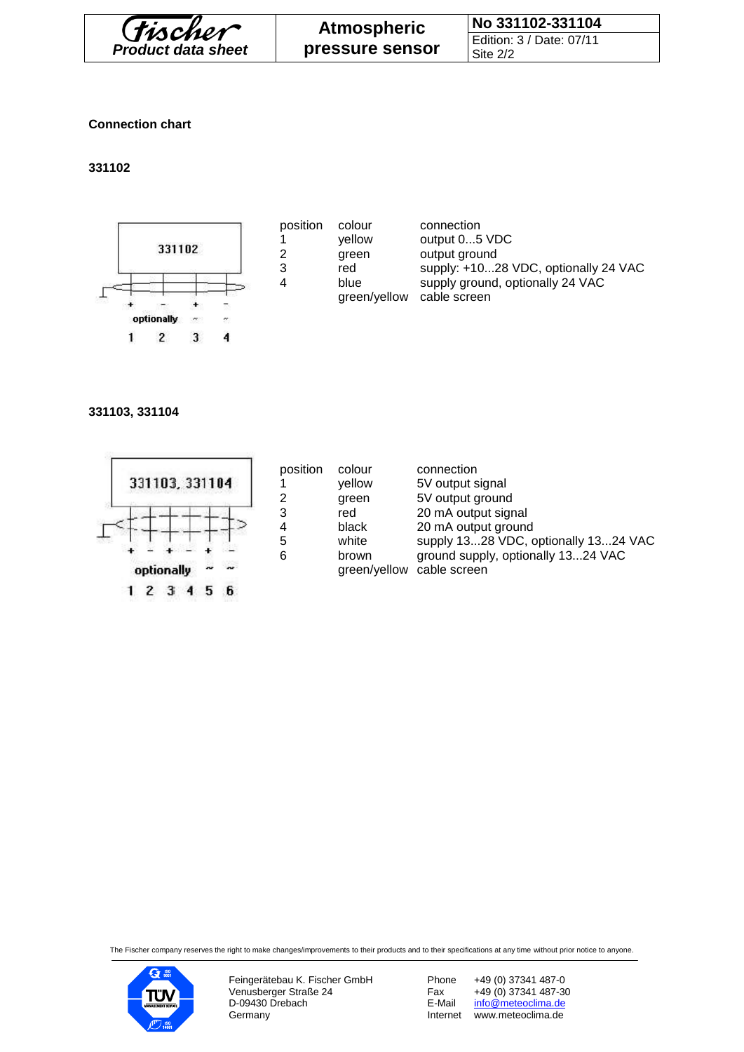**Connection chart**

**331102**

331102

\+ − + −

optionally ~ ~

1 2 3 4

| position | colour | connection |
|---|---|---|
| 1 | yellow | output 0...5 VDC |
| 2 | green | output ground |
| 3 | red | supply: +10...28 VDC, optionally 24 VAC |
| 4 | blue | supply ground, optionally 24 VAC |
| | green/yellow | cable screen |

**331103, 331104**

331103, 331104

\+ − + − + −

optionally ~ ~

1 2 3 4 5 6

| position | colour | connection |
|---|---|---|
| 1 | yellow | 5V output signal |
| 2 | green | 5V output ground |
| 3 | red | 20 mA output signal |
| 4 | black | 20 mA output ground |
| 5 | white | supply 13...28 VDC, optionally 13...24 VAC |
| 6 | brown | ground supply, optionally 13...24 VAC |
| | green/yellow | cable screen |

The Fischer company reserves the right to make changes/improvements to their products and to their specifications at any time without prior notice to anyone.

Feingerätebau K. Fischer GmbH
Venusberger Straße 24
D-09430 Drebach
Germany

Phone +49 (0) 37341 487-0
Fax +49 (0) 37341 487-30
E-Mail info@meteoclima.de
Internet www.meteoclima.de